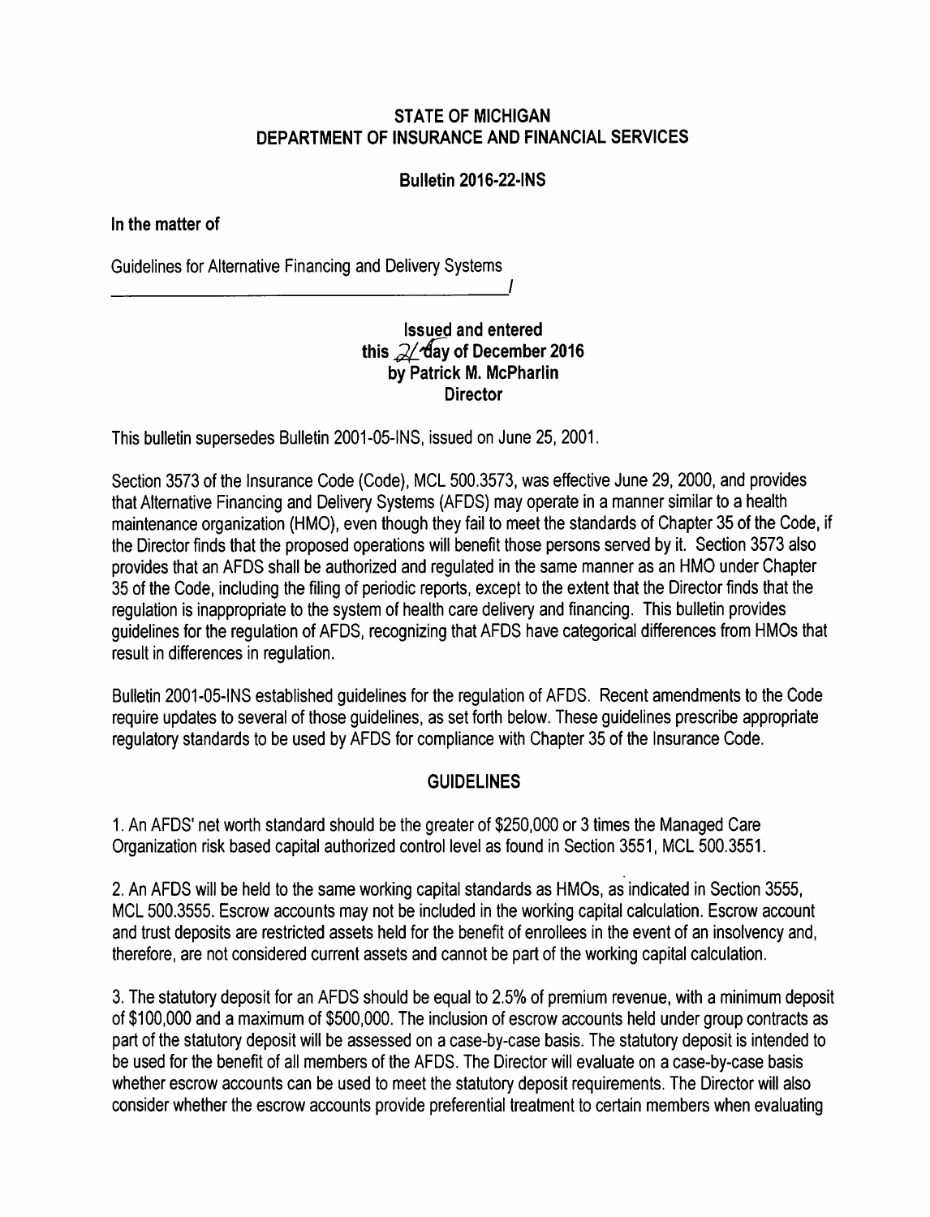**STATE OF MICHIGAN**
**DEPARTMENT OF INSURANCE AND FINANCIAL SERVICES**

**Bulletin 2016-22-INS**

**In the matter of**

Guidelines for Alternative Financing and Delivery Systems

**Issued and entered**
**this 21 day of December 2016**
**by Patrick M. McPharlin**
**Director**

This bulletin supersedes Bulletin 2001-05-INS, issued on June 25, 2001.

Section 3573 of the Insurance Code (Code), MCL 500.3573, was effective June 29, 2000, and provides that Alternative Financing and Delivery Systems (AFDS) may operate in a manner similar to a health maintenance organization (HMO), even though they fail to meet the standards of Chapter 35 of the Code, if the Director finds that the proposed operations will benefit those persons served by it. Section 3573 also provides that an AFDS shall be authorized and regulated in the same manner as an HMO under Chapter 35 of the Code, including the filing of periodic reports, except to the extent that the Director finds that the regulation is inappropriate to the system of health care delivery and financing. This bulletin provides guidelines for the regulation of AFDS, recognizing that AFDS have categorical differences from HMOs that result in differences in regulation.

Bulletin 2001-05-INS established guidelines for the regulation of AFDS. Recent amendments to the Code require updates to several of those guidelines, as set forth below. These guidelines prescribe appropriate regulatory standards to be used by AFDS for compliance with Chapter 35 of the Insurance Code.

## GUIDELINES

1. An AFDS' net worth standard should be the greater of $250,000 or 3 times the Managed Care Organization risk based capital authorized control level as found in Section 3551, MCL 500.3551.

2. An AFDS will be held to the same working capital standards as HMOs, as indicated in Section 3555, MCL 500.3555. Escrow accounts may not be included in the working capital calculation. Escrow account and trust deposits are restricted assets held for the benefit of enrollees in the event of an insolvency and, therefore, are not considered current assets and cannot be part of the working capital calculation.

3. The statutory deposit for an AFDS should be equal to 2.5% of premium revenue, with a minimum deposit of $100,000 and a maximum of $500,000. The inclusion of escrow accounts held under group contracts as part of the statutory deposit will be assessed on a case-by-case basis. The statutory deposit is intended to be used for the benefit of all members of the AFDS. The Director will evaluate on a case-by-case basis whether escrow accounts can be used to meet the statutory deposit requirements. The Director will also consider whether the escrow accounts provide preferential treatment to certain members when evaluating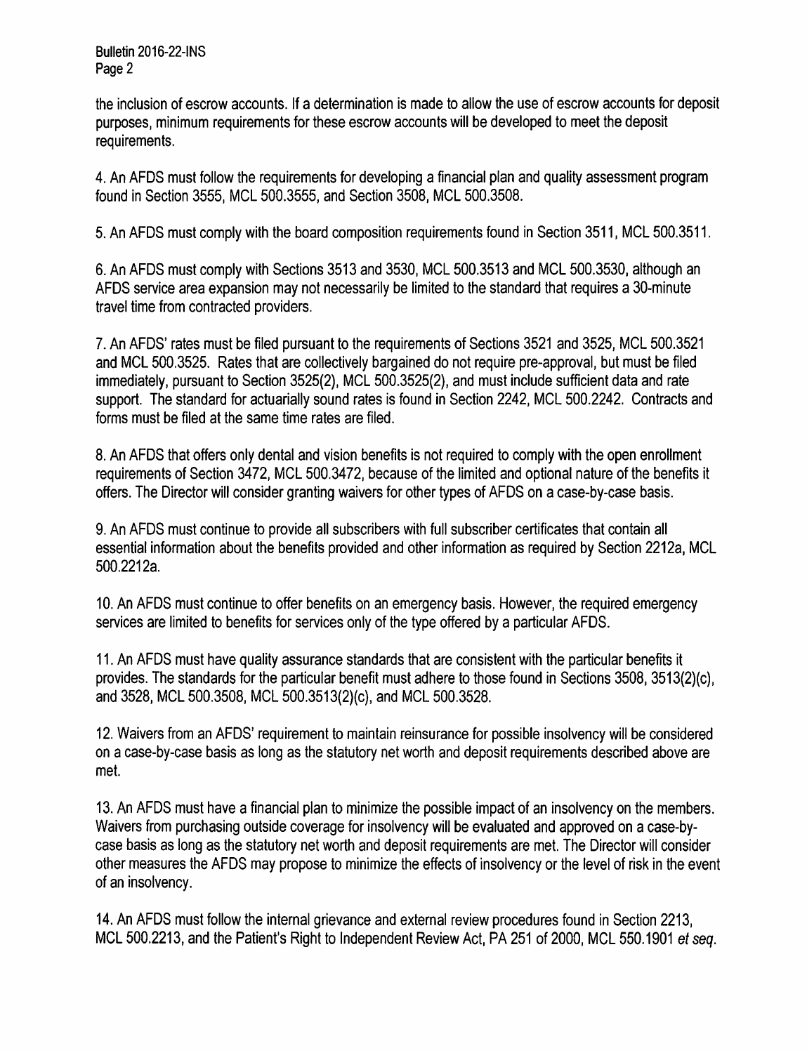the inclusion of escrow accounts. If a determination is made to allow the use of escrow accounts for deposit purposes, minimum requirements for these escrow accounts will be developed to meet the deposit requirements.

4. An AFDS must follow the requirements for developing a financial plan and quality assessment program found in Section 3555, MCL 500.3555, and Section 3508, MCL 500.3508.

5. An AFDS must comply with the board composition requirements found in Section 3511, MCL 500.3511.

6. An AFDS must comply with Sections 3513 and 3530, MCL 500.3513 and MCL 500.3530, although an AFDS service area expansion may not necessarily be limited to the standard that requires a 30-minute travel time from contracted providers.

7. An AFDS' rates must be filed pursuant to the requirements of Sections 3521 and 3525, MCL 500.3521 and MCL 500.3525. Rates that are collectively bargained do not require pre-approval, but must be filed immediately, pursuant to Section 3525(2), MCL 500.3525(2), and must include sufficient data and rate support. The standard for actuarially sound rates is found in Section 2242, MCL 500.2242. Contracts and forms must be filed at the same time rates are filed.

8. An AFDS that offers only dental and vision benefits is not required to comply with the open enrollment requirements of Section 3472, MCL 500.3472, because of the limited and optional nature of the benefits it offers. The Director will consider granting waivers for other types of AFDS on a case-by-case basis.

9. An AFDS must continue to provide all subscribers with full subscriber certificates that contain all essential information about the benefits provided and other information as required by Section 2212a, MCL 500.2212a.

10. An AFDS must continue to offer benefits on an emergency basis. However, the required emergency services are limited to benefits for services only of the type offered by a particular AFDS.

11. An AFDS must have quality assurance standards that are consistent with the particular benefits it provides. The standards for the particular benefit must adhere to those found in Sections 3508, 3513(2)(c), and 3528, MCL 500.3508, MCL 500.3513(2)(c), and MCL 500.3528.

12. Waivers from an AFDS' requirement to maintain reinsurance for possible insolvency will be considered on a case-by-case basis as long as the statutory net worth and deposit requirements described above are met.

13. An AFDS must have a financial plan to minimize the possible impact of an insolvency on the members. Waivers from purchasing outside coverage for insolvency will be evaluated and approved on a case-by-case basis as long as the statutory net worth and deposit requirements are met. The Director will consider other measures the AFDS may propose to minimize the effects of insolvency or the level of risk in the event of an insolvency.

14. An AFDS must follow the internal grievance and external review procedures found in Section 2213, MCL 500.2213, and the Patient's Right to Independent Review Act, PA 251 of 2000, MCL 550.1901 *et seq.*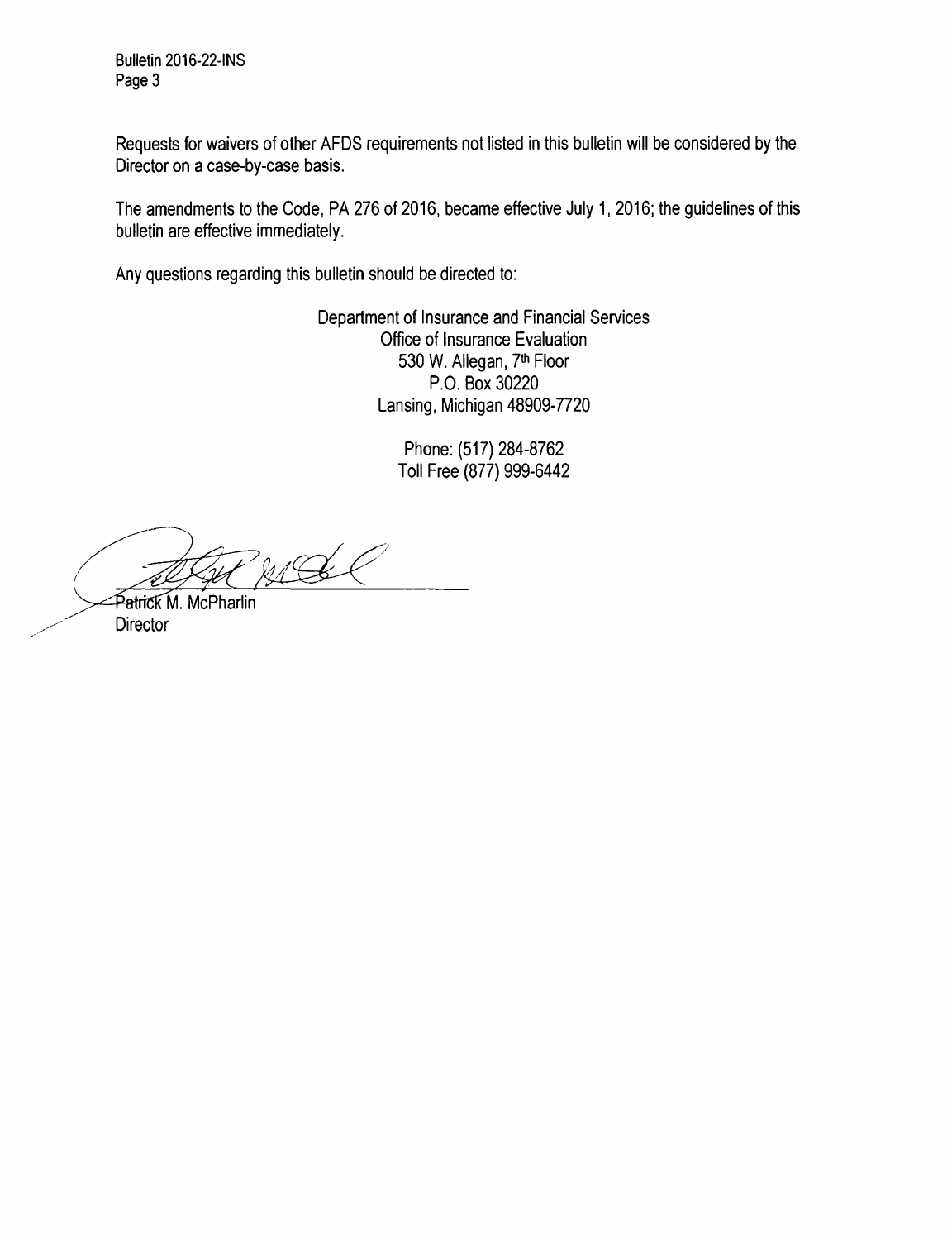Requests for waivers of other AFDS requirements not listed in this bulletin will be considered by the Director on a case-by-case basis.

The amendments to the Code, PA 276 of 2016, became effective July 1, 2016; the guidelines of this bulletin are effective immediately.

Any questions regarding this bulletin should be directed to:

Department of Insurance and Financial Services
Office of Insurance Evaluation
530 W. Allegan, 7th Floor
P.O. Box 30220
Lansing, Michigan 48909-7720

Phone: (517) 284-8762
Toll Free (877) 999-6442

Patrick M. McPharlin
Director